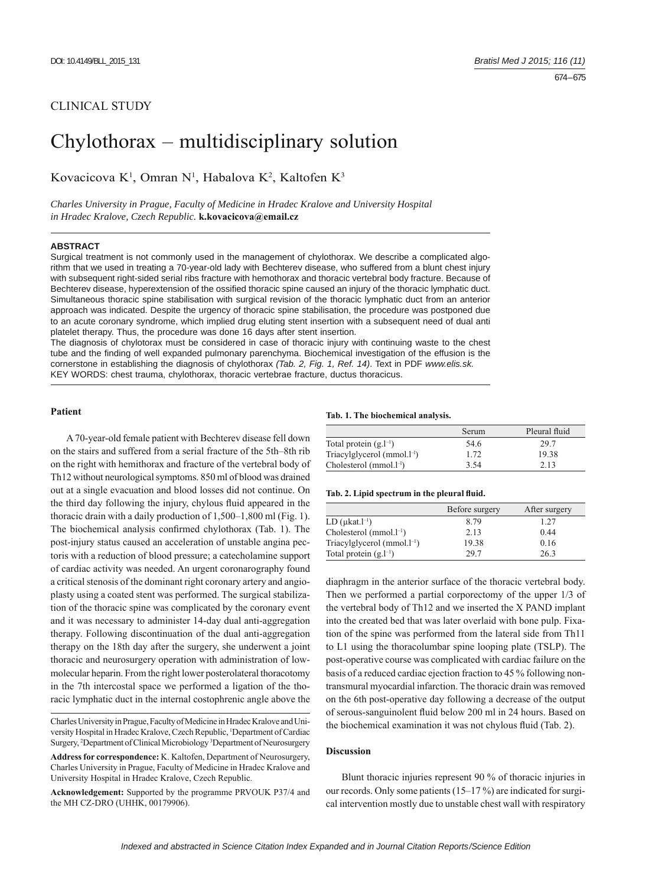CLINICAL STUDY

# Chylothorax – multidisciplinary solution

Kovacicova K[1], Omran N[1], Habalova K[2], Kaltofen K[3]

*Charles University in Prague, Faculty of Medicine in Hradec Kralove and University Hospital in Hradec Kralove, Czech Republic.* **k.kovacicova@email.cz**

### ABSTRACT

Surgical treatment is not commonly used in the management of chylothorax. We describe a complicated algorithm that we used in treating a 70-year-old lady with Bechterev disease, who suffered from a blunt chest injury with subsequent right-sided serial ribs fracture with hemothorax and thoracic vertebral body fracture. Because of Bechterev disease, hyperextension of the ossified thoracic spine caused an injury of the thoracic lymphatic duct. Simultaneous thoracic spine stabilisation with surgical revision of the thoracic lymphatic duct from an anterior approach was indicated. Despite the urgency of thoracic spine stabilisation, the procedure was postponed due to an acute coronary syndrome, which implied drug eluting stent insertion with a subsequent need of dual anti platelet therapy. Thus, the procedure was done 16 days after stent insertion.

The diagnosis of chylotorax must be considered in case of thoracic injury with continuing waste to the chest tube and the finding of well expanded pulmonary parenchyma. Biochemical investigation of the effusion is the cornerstone in establishing the diagnosis of chylothorax *(Tab. 2, Fig. 1, Ref. 14)*. Text in PDF *www.elis.sk.*

KEY WORDS: chest trauma, chylothorax, thoracic vertebrae fracture, ductus thoracicus.

### Patient

A 70-year-old female patient with Bechterev disease fell down on the stairs and suffered from a serial fracture of the 5th–8th rib on the right with hemithorax and fracture of the vertebral body of Th12 without neurological symptoms. 850 ml of blood was drained out at a single evacuation and blood losses did not continue. On the third day following the injury, chylous fluid appeared in the thoracic drain with a daily production of 1,500–1,800 ml (Fig. 1). The biochemical analysis confirmed chylothorax (Tab. 1). The post-injury status caused an acceleration of unstable angina pectoris with a reduction of blood pressure; a catecholamine support of cardiac activity was needed. An urgent coronarography found a critical stenosis of the dominant right coronary artery and angioplasty using a coated stent was performed. The surgical stabilization of the thoracic spine was complicated by the coronary event and it was necessary to administer 14-day dual anti-aggregation therapy. Following discontinuation of the dual anti-aggregation therapy on the 18th day after the surgery, she underwent a joint thoracic and neurosurgery operation with administration of low-molecular heparin. From the right lower posterolateral thoracotomy in the 7th intercostal space we performed a ligation of the thoracic lymphatic duct in the internal costophrenic angle above the diaphragm in the anterior surface of the thoracic vertebral body. Then we performed a partial corporectomy of the upper 1/3 of the vertebral body of Th12 and we inserted the X PAND implant into the created bed that was later overlaid with bone pulp. Fixation of the spine was performed from the lateral side from Th11 to L1 using the thoracolumbar spine looping plate (TSLP). The post-operative course was complicated with cardiac failure on the basis of a reduced cardiac ejection fraction to 45 % following non-transmural myocardial infarction. The thoracic drain was removed on the 6th post-operative day following a decrease of the output of serous-sanguinolent fluid below 200 ml in 24 hours. Based on the biochemical examination it was not chylous fluid (Tab. 2).

**Tab. 1. The biochemical analysis.**

| | Serum | Pleural fluid |
|---|---|---|
| Total protein ($g.l^{-1}$) | 54.6 | 29.7 |
| Triacylglycerol ($mmol.l^{-1}$) | 1.72 | 19.38 |
| Cholesterol ($mmol.l^{-1}$) | 3.54 | 2.13 |

**Tab. 2. Lipid spectrum in the pleural fluid.**

| | Before surgery | After surgery |
|---|---|---|
| LD ($\mu kat.l^{-1}$) | 8.79 | 1.27 |
| Cholesterol ($mmol.l^{-1}$) | 2.13 | 0.44 |
| Triacylglycerol ($mmol.l^{-1}$) | 19.38 | 0.16 |
| Total protein ($g.l^{-1}$) | 29.7 | 26.3 |

### Discussion

Blunt thoracic injuries represent 90 % of thoracic injuries in our records. Only some patients (15–17 %) are indicated for surgical intervention mostly due to unstable chest wall with respiratory

Charles University in Prague, Faculty of Medicine in Hradec Kralove and University Hospital in Hradec Kralove, Czech Republic, [1]Department of Cardiac Surgery, [2]Department of Clinical Microbiology [3]Department of Neurosurgery

**Address for correspondence:** K. Kaltofen, Department of Neurosurgery, Charles University in Prague, Faculty of Medicine in Hradec Kralove and University Hospital in Hradec Kralove, Czech Republic.

**Acknowledgement:** Supported by the programme PRVOUK P37/4 and the MH CZ-DRO (UHHK, 00179906).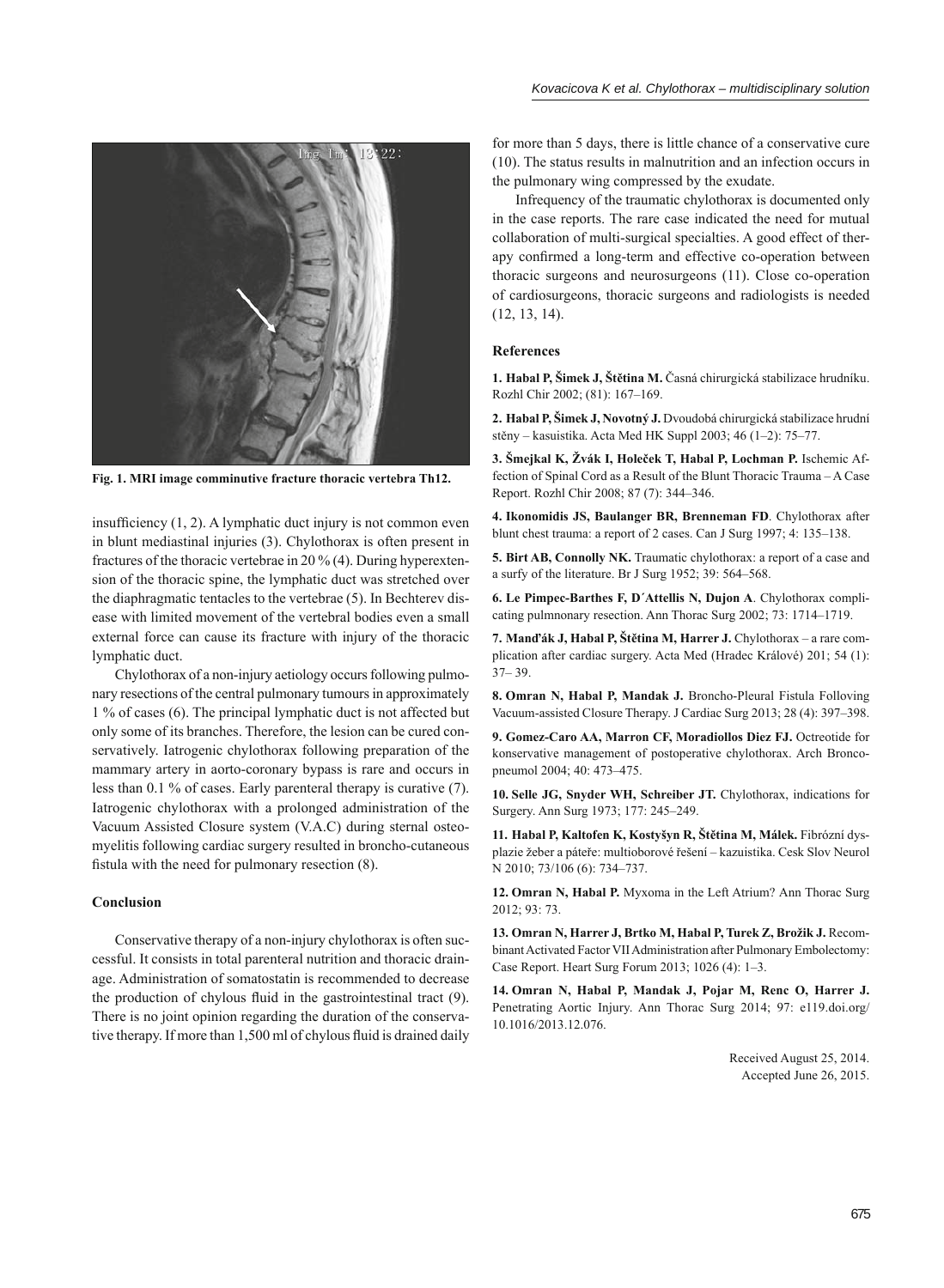Fig. 1. MRI image comminutive fracture thoracic vertebra Th12.

insufficiency (1, 2). A lymphatic duct injury is not common even in blunt mediastinal injuries (3). Chylothorax is often present in fractures of the thoracic vertebrae in 20 % (4). During hyperextension of the thoracic spine, the lymphatic duct was stretched over the diaphragmatic tentacles to the vertebrae (5). In Bechterev disease with limited movement of the vertebral bodies even a small external force can cause its fracture with injury of the thoracic lymphatic duct.

Chylothorax of a non-injury aetiology occurs following pulmonary resections of the central pulmonary tumours in approximately 1 % of cases (6). The principal lymphatic duct is not affected but only some of its branches. Therefore, the lesion can be cured conservatively. Iatrogenic chylothorax following preparation of the mammary artery in aorto-coronary bypass is rare and occurs in less than 0.1 % of cases. Early parenteral therapy is curative (7). Iatrogenic chylothorax with a prolonged administration of the Vacuum Assisted Closure system (V.A.C) during sternal osteomyelitis following cardiac surgery resulted in broncho-cutaneous fistula with the need for pulmonary resection (8).

### Conclusion

Conservative therapy of a non-injury chylothorax is often successful. It consists in total parenteral nutrition and thoracic drainage. Administration of somatostatin is recommended to decrease the production of chylous fluid in the gastrointestinal tract (9). There is no joint opinion regarding the duration of the conservative therapy. If more than 1,500 ml of chylous fluid is drained daily for more than 5 days, there is little chance of a conservative cure (10). The status results in malnutrition and an infection occurs in the pulmonary wing compressed by the exudate.

Infrequency of the traumatic chylothorax is documented only in the case reports. The rare case indicated the need for mutual collaboration of multi-surgical specialties. A good effect of therapy confirmed a long-term and effective co-operation between thoracic surgeons and neurosurgeons (11). Close co-operation of cardiosurgeons, thoracic surgeons and radiologists is needed (12, 13, 14).

### References

**1. Habal P, Šimek J, Štětina M.** Časná chirurgická stabilizace hrudníku. Rozhl Chir 2002; (81): 167–169.

**2. Habal P, Šimek J, Novotný J.** Dvoudobá chirurgická stabilizace hrudní stěny – kasuistika. Acta Med HK Suppl 2003; 46 (1–2): 75–77.

**3. Šmejkal K, Žvák I, Holeček T, Habal P, Lochman P.** Ischemic Affection of Spinal Cord as a Result of the Blunt Thoracic Trauma – A Case Report. Rozhl Chir 2008; 87 (7): 344–346.

**4. Ikonomidis JS, Baulanger BR, Brenneman FD**. Chylothorax after blunt chest trauma: a report of 2 cases. Can J Surg 1997; 4: 135–138.

**5. Birt AB, Connolly NK.** Traumatic chylothorax: a report of a case and a surfy of the literature. Br J Surg 1952; 39: 564–568.

**6. Le Pimpec-Barthes F, D´Attellis N, Dujon A**. Chylothorax complicating pulmnonary resection. Ann Thorac Surg 2002; 73: 1714–1719.

**7. Manďák J, Habal P, Štětina M, Harrer J.** Chylothorax – a rare complication after cardiac surgery. Acta Med (Hradec Králové) 201; 54 (1): 37– 39.

**8. Omran N, Habal P, Mandak J.** Broncho-Pleural Fistula Folloving Vacuum-assisted Closure Therapy. J Cardiac Surg 2013; 28 (4): 397–398.

**9. Gomez-Caro AA, Marron CF, Moradiollos Diez FJ.** Octreotide for konservative management of postoperative chylothorax. Arch Broncopneumol 2004; 40: 473–475.

**10. Selle JG, Snyder WH, Schreiber JT.** Chylothorax, indications for Surgery. Ann Surg 1973; 177: 245–249.

**11. Habal P, Kaltofen K, Kostyšyn R, Štětina M, Málek.** Fibrózní dysplazie žeber a páteře: multioborové řešení – kazuistika. Cesk Slov Neurol N 2010; 73/106 (6): 734–737.

**12. Omran N, Habal P.** Myxoma in the Left Atrium? Ann Thorac Surg 2012; 93: 73.

**13. Omran N, Harrer J, Brtko M, Habal P, Turek Z, Brožik J.** Recombinant Activated Factor VII Administration after Pulmonary Embolectomy: Case Report. Heart Surg Forum 2013; 1026 (4): 1–3.

**14. Omran N, Habal P, Mandak J, Pojar M, Renc O, Harrer J.** Penetrating Aortic Injury. Ann Thorac Surg 2014; 97: e119.doi.org/10.1016/2013.12.076.

Received August 25, 2014.
Accepted June 26, 2015.